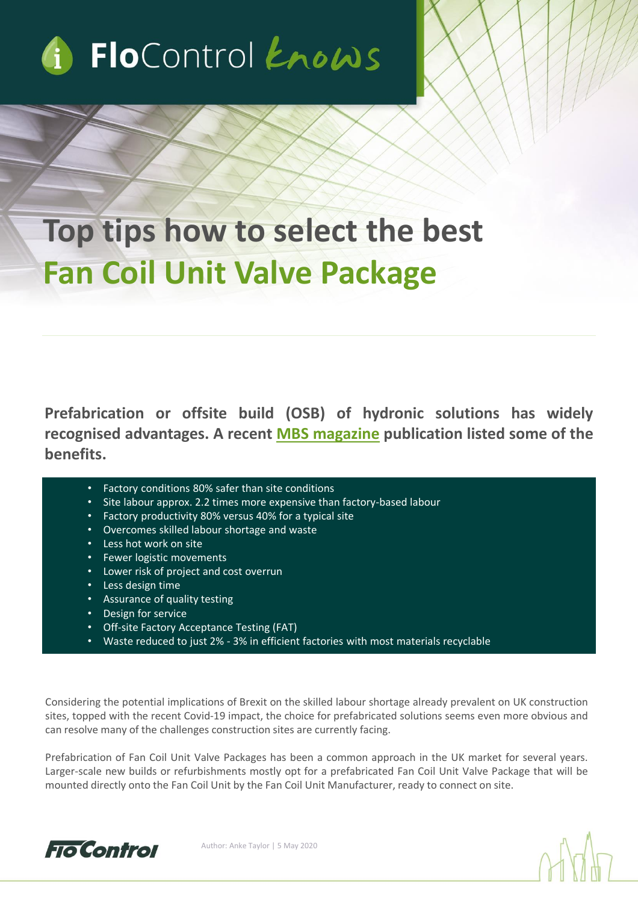FloControl knows

# Top tips how to select the best Fan Coil Unit Valve Package

**Prefabrication or offsite build (OSB) of hydronic solutions has widely recognised advantages. A recent MBS magazine publication listed some of the benefits.**

- Factory conditions 80% safer than site conditions
- Site labour approx. 2.2 times more expensive than factory-based labour
- Factory productivity 80% versus 40% for a typical site
- Overcomes skilled labour shortage and waste
- Less hot work on site
- Fewer logistic movements
- Lower risk of project and cost overrun
- Less design time
- Assurance of quality testing
- Design for service
- Off-site Factory Acceptance Testing (FAT)
- Waste reduced to just 2% - 3% in efficient factories with most materials recyclable

Considering the potential implications of Brexit on the skilled labour shortage already prevalent on UK construction sites, topped with the recent Covid-19 impact, the choice for prefabricated solutions seems even more obvious and can resolve many of the challenges construction sites are currently facing.

Prefabrication of Fan Coil Unit Valve Packages has been a common approach in the UK market for several years. Larger-scale new builds or refurbishments mostly opt for a prefabricated Fan Coil Unit Valve Package that will be mounted directly onto the Fan Coil Unit by the Fan Coil Unit Manufacturer, ready to connect on site.

Author: Anke Taylor | 5 May 2020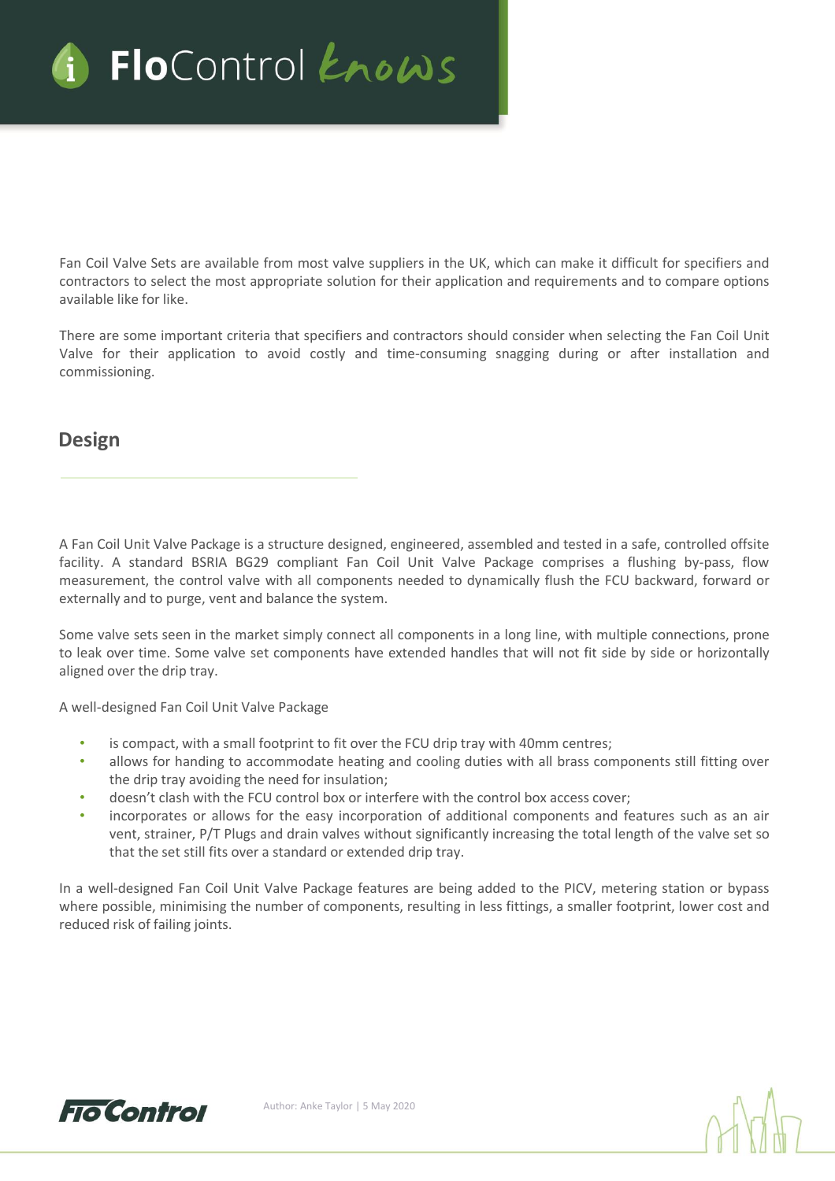Fan Coil Valve Sets are available from most valve suppliers in the UK, which can make it difficult for specifiers and contractors to select the most appropriate solution for their application and requirements and to compare options available like for like.

There are some important criteria that specifiers and contractors should consider when selecting the Fan Coil Unit Valve for their application to avoid costly and time-consuming snagging during or after installation and commissioning.

## Design

A Fan Coil Unit Valve Package is a structure designed, engineered, assembled and tested in a safe, controlled offsite facility. A standard BSRIA BG29 compliant Fan Coil Unit Valve Package comprises a flushing by-pass, flow measurement, the control valve with all components needed to dynamically flush the FCU backward, forward or externally and to purge, vent and balance the system.

Some valve sets seen in the market simply connect all components in a long line, with multiple connections, prone to leak over time. Some valve set components have extended handles that will not fit side by side or horizontally aligned over the drip tray.

A well-designed Fan Coil Unit Valve Package

- is compact, with a small footprint to fit over the FCU drip tray with 40mm centres;
- allows for handing to accommodate heating and cooling duties with all brass components still fitting over the drip tray avoiding the need for insulation;
- doesn't clash with the FCU control box or interfere with the control box access cover;
- incorporates or allows for the easy incorporation of additional components and features such as an air vent, strainer, P/T Plugs and drain valves without significantly increasing the total length of the valve set so that the set still fits over a standard or extended drip tray.

In a well-designed Fan Coil Unit Valve Package features are being added to the PICV, metering station or bypass where possible, minimising the number of components, resulting in less fittings, a smaller footprint, lower cost and reduced risk of failing joints.

Author: Anke Taylor | 5 May 2020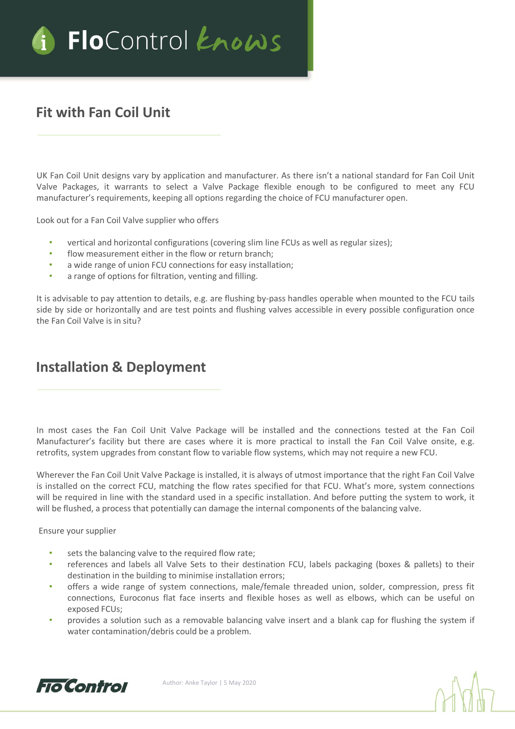## Fit with Fan Coil Unit

UK Fan Coil Unit designs vary by application and manufacturer. As there isn't a national standard for Fan Coil Unit Valve Packages, it warrants to select a Valve Package flexible enough to be configured to meet any FCU manufacturer's requirements, keeping all options regarding the choice of FCU manufacturer open.

Look out for a Fan Coil Valve supplier who offers

- vertical and horizontal configurations (covering slim line FCUs as well as regular sizes);
- flow measurement either in the flow or return branch;
- a wide range of union FCU connections for easy installation;
- a range of options for filtration, venting and filling.

It is advisable to pay attention to details, e.g. are flushing by-pass handles operable when mounted to the FCU tails side by side or horizontally and are test points and flushing valves accessible in every possible configuration once the Fan Coil Valve is in situ?

## Installation & Deployment

In most cases the Fan Coil Unit Valve Package will be installed and the connections tested at the Fan Coil Manufacturer's facility but there are cases where it is more practical to install the Fan Coil Valve onsite, e.g. retrofits, system upgrades from constant flow to variable flow systems, which may not require a new FCU.

Wherever the Fan Coil Unit Valve Package is installed, it is always of utmost importance that the right Fan Coil Valve is installed on the correct FCU, matching the flow rates specified for that FCU. What's more, system connections will be required in line with the standard used in a specific installation. And before putting the system to work, it will be flushed, a process that potentially can damage the internal components of the balancing valve.

Ensure your supplier

- sets the balancing valve to the required flow rate;
- references and labels all Valve Sets to their destination FCU, labels packaging (boxes & pallets) to their destination in the building to minimise installation errors;
- offers a wide range of system connections, male/female threaded union, solder, compression, press fit connections, Euroconus flat face inserts and flexible hoses as well as elbows, which can be useful on exposed FCUs;
- provides a solution such as a removable balancing valve insert and a blank cap for flushing the system if water contamination/debris could be a problem.

Author: Anke Taylor | 5 May 2020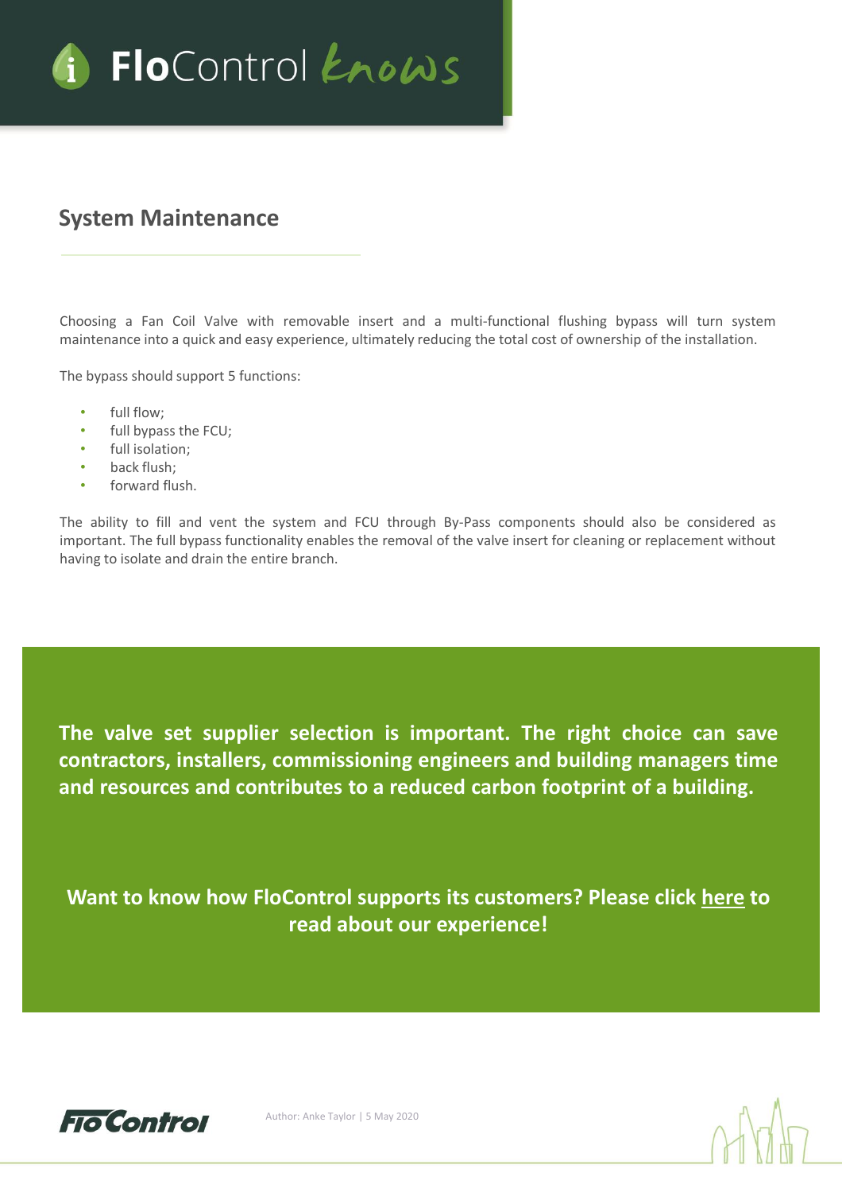## System Maintenance

Choosing a Fan Coil Valve with removable insert and a multi-functional flushing bypass will turn system maintenance into a quick and easy experience, ultimately reducing the total cost of ownership of the installation.

The bypass should support 5 functions:

- full flow;
- full bypass the FCU;
- full isolation;
- back flush;
- forward flush.

The ability to fill and vent the system and FCU through By-Pass components should also be considered as important. The full bypass functionality enables the removal of the valve insert for cleaning or replacement without having to isolate and drain the entire branch.

**The valve set supplier selection is important. The right choice can save contractors, installers, commissioning engineers and building managers time and resources and contributes to a reduced carbon footprint of a building.**

**Want to know how FloControl supports its customers? Please click here to read about our experience!**

Author: Anke Taylor | 5 May 2020